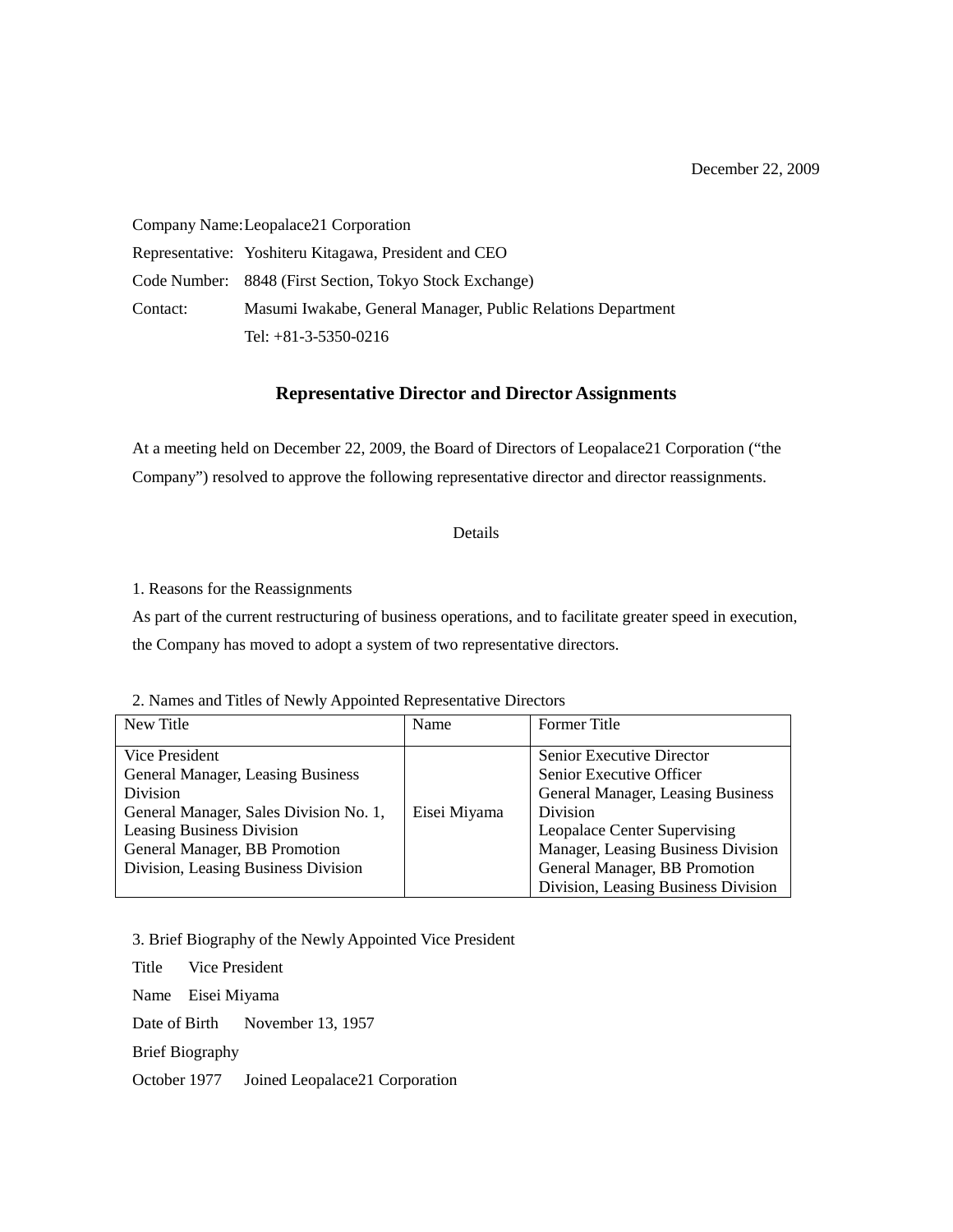December 22, 2009

Company Name: Leopalace21 Corporation
Representative: Yoshiteru Kitagawa, President and CEO
Code Number: 8848 (First Section, Tokyo Stock Exchange)
Contact: Masumi Iwakabe, General Manager, Public Relations Department
Tel: +81-3-5350-0216

## Representative Director and Director Assignments

At a meeting held on December 22, 2009, the Board of Directors of Leopalace21 Corporation ("the Company") resolved to approve the following representative director and director reassignments.

Details

1. Reasons for the Reassignments

As part of the current restructuring of business operations, and to facilitate greater speed in execution, the Company has moved to adopt a system of two representative directors.

2. Names and Titles of Newly Appointed Representative Directors

| New Title | Name | Former Title |
|---|---|---|
| Vice President<br>General Manager, Leasing Business Division<br>General Manager, Sales Division No. 1, Leasing Business Division<br>General Manager, BB Promotion Division, Leasing Business Division | Eisei Miyama | Senior Executive Director<br>Senior Executive Officer<br>General Manager, Leasing Business Division<br>Leopalace Center Supervising Manager, Leasing Business Division<br>General Manager, BB Promotion Division, Leasing Business Division |

3. Brief Biography of the Newly Appointed Vice President

Title Vice President

Name Eisei Miyama

Date of Birth November 13, 1957

Brief Biography

October 1977 Joined Leopalace21 Corporation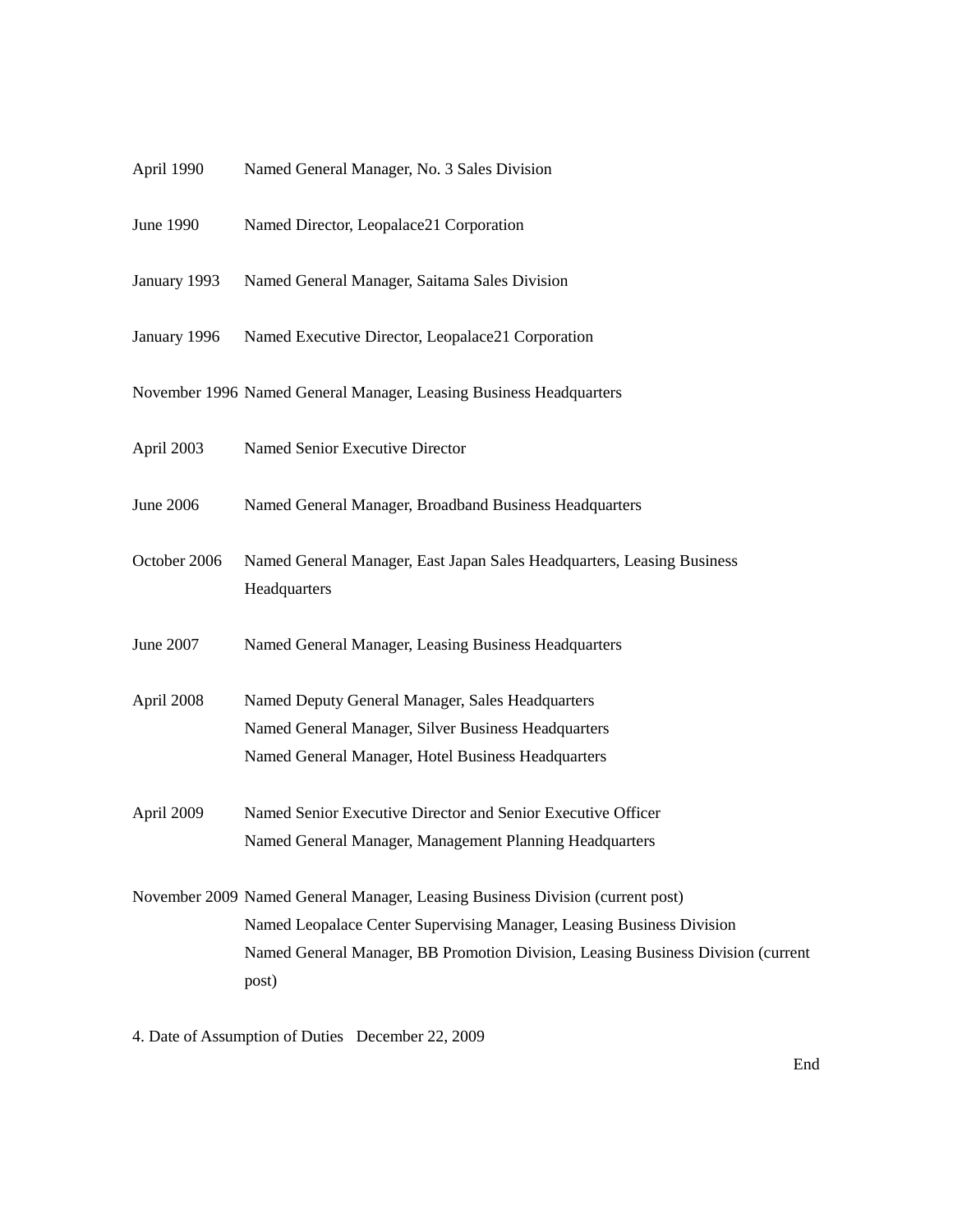| | |
|---|---|
| April 1990 | Named General Manager, No. 3 Sales Division |
| June 1990 | Named Director, Leopalace21 Corporation |
| January 1993 | Named General Manager, Saitama Sales Division |
| January 1996 | Named Executive Director, Leopalace21 Corporation |
| November 1996 | Named General Manager, Leasing Business Headquarters |
| April 2003 | Named Senior Executive Director |
| June 2006 | Named General Manager, Broadband Business Headquarters |
| October 2006 | Named General Manager, East Japan Sales Headquarters, Leasing Business Headquarters |
| June 2007 | Named General Manager, Leasing Business Headquarters |
| April 2008 | Named Deputy General Manager, Sales Headquarters<br>Named General Manager, Silver Business Headquarters<br>Named General Manager, Hotel Business Headquarters |
| April 2009 | Named Senior Executive Director and Senior Executive Officer<br>Named General Manager, Management Planning Headquarters |
| November 2009 | Named General Manager, Leasing Business Division (current post)<br>Named Leopalace Center Supervising Manager, Leasing Business Division<br>Named General Manager, BB Promotion Division, Leasing Business Division (current post) |

4. Date of Assumption of Duties December 22, 2009

End